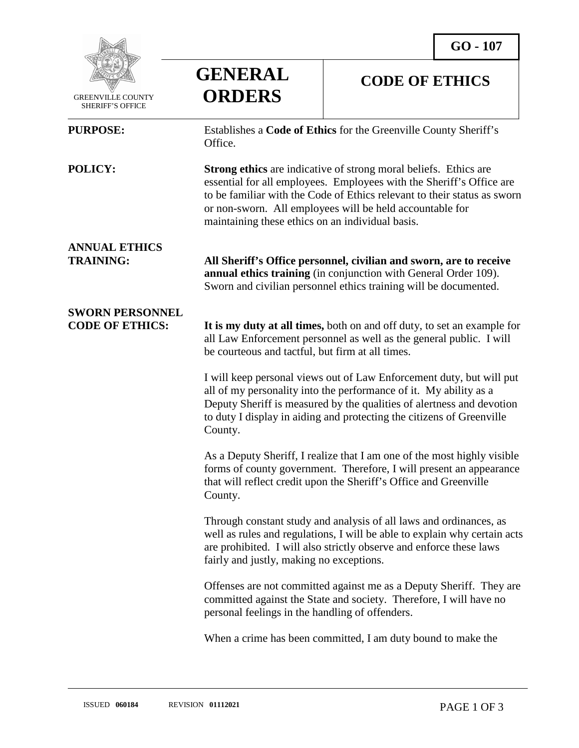GREENVILLE COUNTY SHERIFF'S OFFICE

# GENERAL ORDERS

## CODE OF ETHICS

**GO - 107**

**PURPOSE:** Establishes a **Code of Ethics** for the Greenville County Sheriff's Office.

**POLICY:** **Strong ethics** are indicative of strong moral beliefs. Ethics are essential for all employees. Employees with the Sheriff's Office are to be familiar with the Code of Ethics relevant to their status as sworn or non-sworn. All employees will be held accountable for maintaining these ethics on an individual basis.

**ANNUAL ETHICS TRAINING:** **All Sheriff's Office personnel, civilian and sworn, are to receive annual ethics training** (in conjunction with General Order 109). Sworn and civilian personnel ethics training will be documented.

**SWORN PERSONNEL CODE OF ETHICS:** **It is my duty at all times,** both on and off duty, to set an example for all Law Enforcement personnel as well as the general public. I will be courteous and tactful, but firm at all times.

I will keep personal views out of Law Enforcement duty, but will put all of my personality into the performance of it. My ability as a Deputy Sheriff is measured by the qualities of alertness and devotion to duty I display in aiding and protecting the citizens of Greenville County.

As a Deputy Sheriff, I realize that I am one of the most highly visible forms of county government. Therefore, I will present an appearance that will reflect credit upon the Sheriff's Office and Greenville County.

Through constant study and analysis of all laws and ordinances, as well as rules and regulations, I will be able to explain why certain acts are prohibited. I will also strictly observe and enforce these laws fairly and justly, making no exceptions.

Offenses are not committed against me as a Deputy Sheriff. They are committed against the State and society. Therefore, I will have no personal feelings in the handling of offenders.

When a crime has been committed, I am duty bound to make the

ISSUED **060184** REVISION **01112021**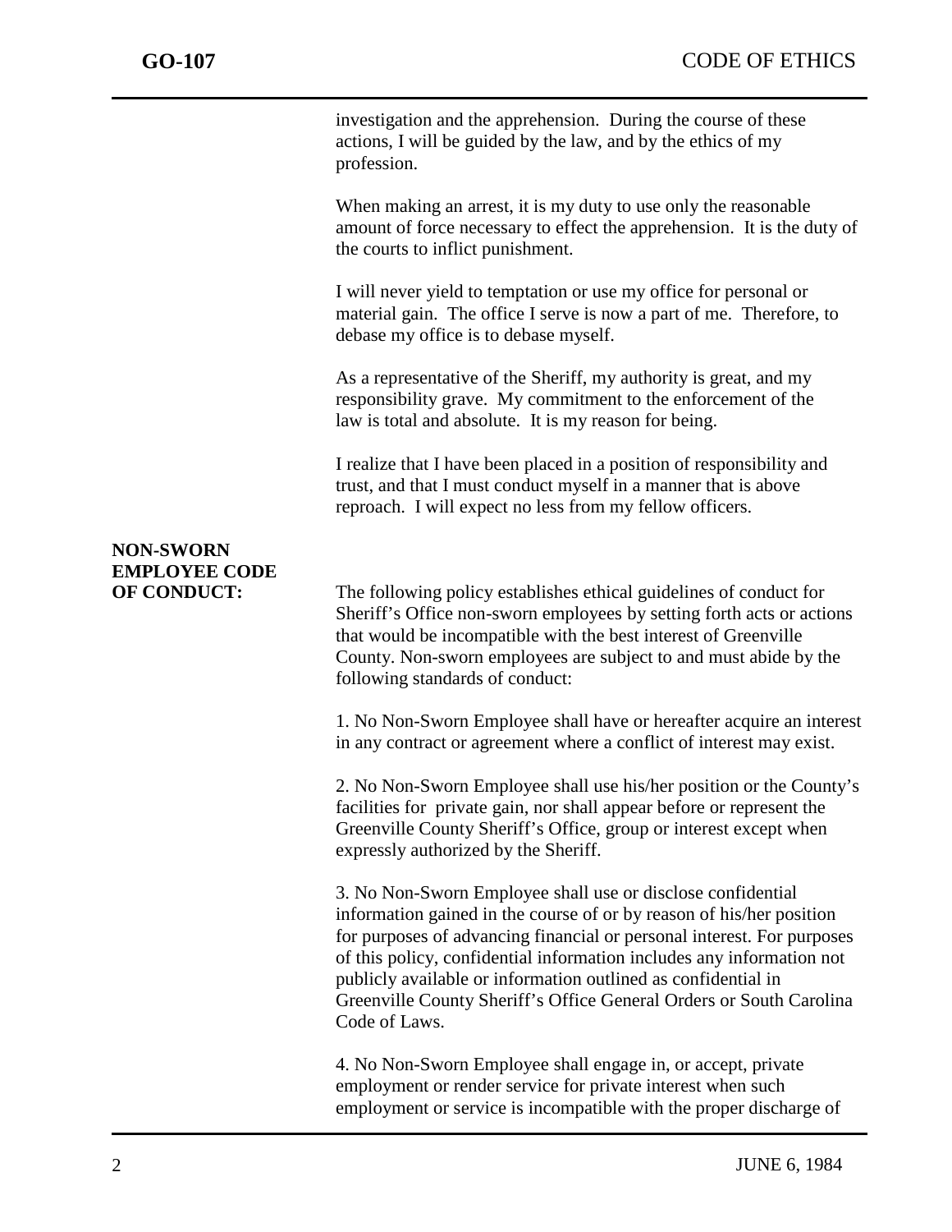investigation and the apprehension. During the course of these actions, I will be guided by the law, and by the ethics of my profession.

When making an arrest, it is my duty to use only the reasonable amount of force necessary to effect the apprehension. It is the duty of the courts to inflict punishment.

I will never yield to temptation or use my office for personal or material gain. The office I serve is now a part of me. Therefore, to debase my office is to debase myself.

As a representative of the Sheriff, my authority is great, and my responsibility grave. My commitment to the enforcement of the law is total and absolute. It is my reason for being.

I realize that I have been placed in a position of responsibility and trust, and that I must conduct myself in a manner that is above reproach. I will expect no less from my fellow officers.

**NON-SWORN EMPLOYEE CODE OF CONDUCT:**

The following policy establishes ethical guidelines of conduct for Sheriff's Office non-sworn employees by setting forth acts or actions that would be incompatible with the best interest of Greenville County. Non-sworn employees are subject to and must abide by the following standards of conduct:

1. No Non-Sworn Employee shall have or hereafter acquire an interest in any contract or agreement where a conflict of interest may exist.

2. No Non-Sworn Employee shall use his/her position or the County's facilities for private gain, nor shall appear before or represent the Greenville County Sheriff's Office, group or interest except when expressly authorized by the Sheriff.

3. No Non-Sworn Employee shall use or disclose confidential information gained in the course of or by reason of his/her position for purposes of advancing financial or personal interest. For purposes of this policy, confidential information includes any information not publicly available or information outlined as confidential in Greenville County Sheriff's Office General Orders or South Carolina Code of Laws.

4. No Non-Sworn Employee shall engage in, or accept, private employment or render service for private interest when such employment or service is incompatible with the proper discharge of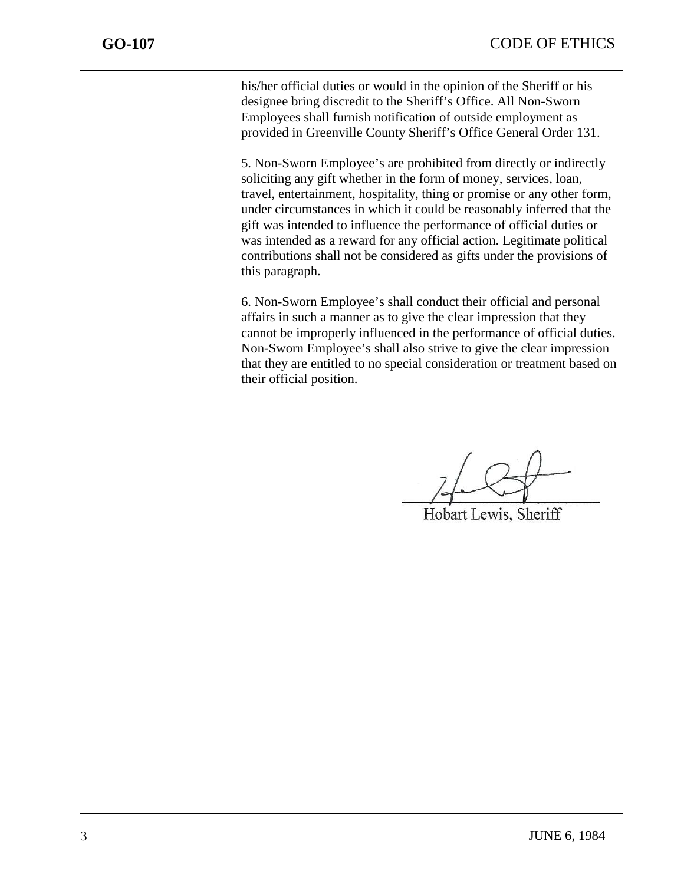his/her official duties or would in the opinion of the Sheriff or his designee bring discredit to the Sheriff’s Office. All Non-Sworn Employees shall furnish notification of outside employment as provided in Greenville County Sheriff’s Office General Order 131.

5. Non-Sworn Employee’s are prohibited from directly or indirectly soliciting any gift whether in the form of money, services, loan, travel, entertainment, hospitality, thing or promise or any other form, under circumstances in which it could be reasonably inferred that the gift was intended to influence the performance of official duties or was intended as a reward for any official action. Legitimate political contributions shall not be considered as gifts under the provisions of this paragraph.

6. Non-Sworn Employee’s shall conduct their official and personal affairs in such a manner as to give the clear impression that they cannot be improperly influenced in the performance of official duties. Non-Sworn Employee’s shall also strive to give the clear impression that they are entitled to no special consideration or treatment based on their official position.

Hobart Lewis, Sheriff

JUNE 6, 1984